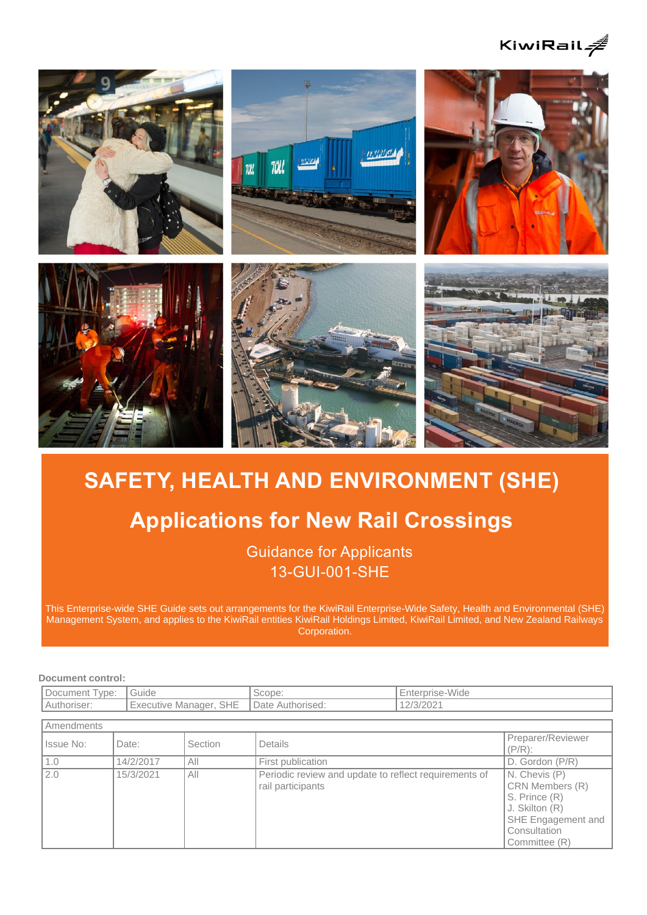KiwiRail

# SAFETY, HEALTH AND ENVIRONMENT (SHE)

## Applications for New Rail Crossings

Guidance for Applicants
13-GUI-001-SHE

This Enterprise-wide SHE Guide sets out arrangements for the KiwiRail Enterprise-Wide Safety, Health and Environmental (SHE) Management System, and applies to the KiwiRail entities KiwiRail Holdings Limited, KiwiRail Limited, and New Zealand Railways Corporation.

**Document control:**

| Document Type: | Guide | Scope: | Enterprise-Wide |
|---|---|---|---|
| Authoriser: | Executive Manager, SHE | Date Authorised: | 12/3/2021 |

| Amendments | | | | |
|---|---|---|---|---|
| Issue No: | Date: | Section | Details | Preparer/Reviewer (P/R): |
| 1.0 | 14/2/2017 | All | First publication | D. Gordon (P/R) |
| 2.0 | 15/3/2021 | All | Periodic review and update to reflect requirements of rail participants | N. Chevis (P)<br>CRN Members (R)<br>S. Prince (R)<br>J. Skilton (R)<br>SHE Engagement and Consultation Committee (R) |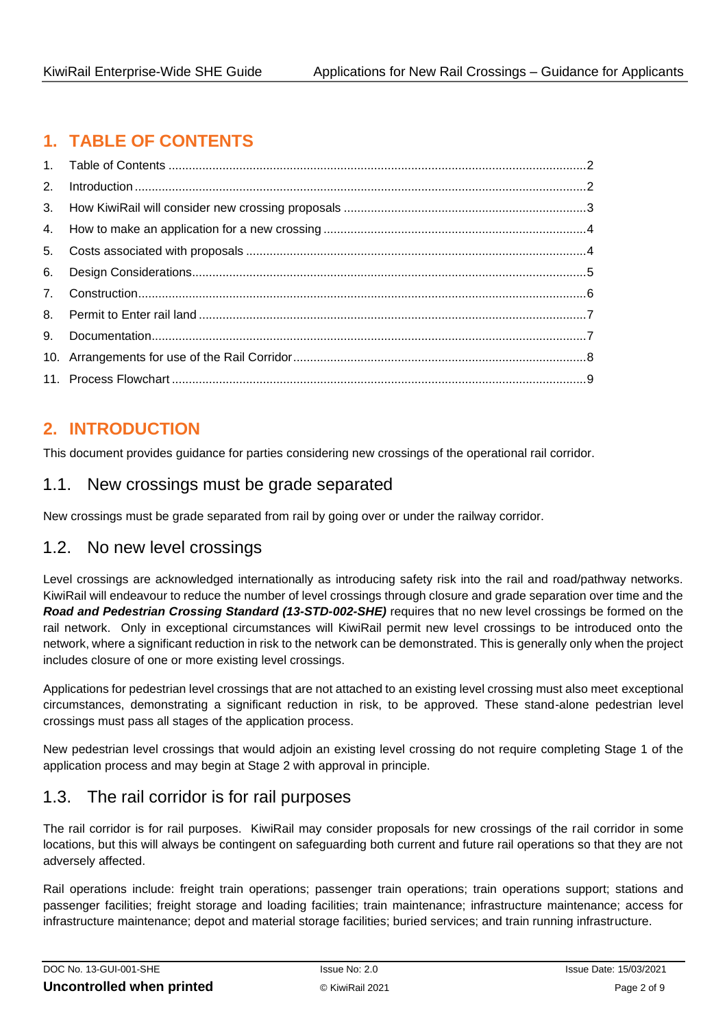# 1. TABLE OF CONTENTS

1. Table of Contents ........................................................................................................................2
2. Introduction ..................................................................................................................................2
3. How KiwiRail will consider new crossing proposals .....................................................................3
4. How to make an application for a new crossing ...........................................................................4
5. Costs associated with proposals ..................................................................................................4
6. Design Considerations..................................................................................................................5
7. Construction..................................................................................................................................6
8. Permit to Enter rail land ................................................................................................................7
9. Documentation..............................................................................................................................7
10. Arrangements for use of the Rail Corridor....................................................................................8
11. Process Flowchart ........................................................................................................................9

# 2. INTRODUCTION

This document provides guidance for parties considering new crossings of the operational rail corridor.

## 1.1. New crossings must be grade separated

New crossings must be grade separated from rail by going over or under the railway corridor.

## 1.2. No new level crossings

Level crossings are acknowledged internationally as introducing safety risk into the rail and road/pathway networks. KiwiRail will endeavour to reduce the number of level crossings through closure and grade separation over time and the ***Road and Pedestrian Crossing Standard (13-STD-002-SHE)*** requires that no new level crossings be formed on the rail network. Only in exceptional circumstances will KiwiRail permit new level crossings to be introduced onto the network, where a significant reduction in risk to the network can be demonstrated. This is generally only when the project includes closure of one or more existing level crossings.

Applications for pedestrian level crossings that are not attached to an existing level crossing must also meet exceptional circumstances, demonstrating a significant reduction in risk, to be approved. These stand-alone pedestrian level crossings must pass all stages of the application process.

New pedestrian level crossings that would adjoin an existing level crossing do not require completing Stage 1 of the application process and may begin at Stage 2 with approval in principle.

## 1.3. The rail corridor is for rail purposes

The rail corridor is for rail purposes. KiwiRail may consider proposals for new crossings of the rail corridor in some locations, but this will always be contingent on safeguarding both current and future rail operations so that they are not adversely affected.

Rail operations include: freight train operations; passenger train operations; train operations support; stations and passenger facilities; freight storage and loading facilities; train maintenance; infrastructure maintenance; access for infrastructure maintenance; depot and material storage facilities; buried services; and train running infrastructure.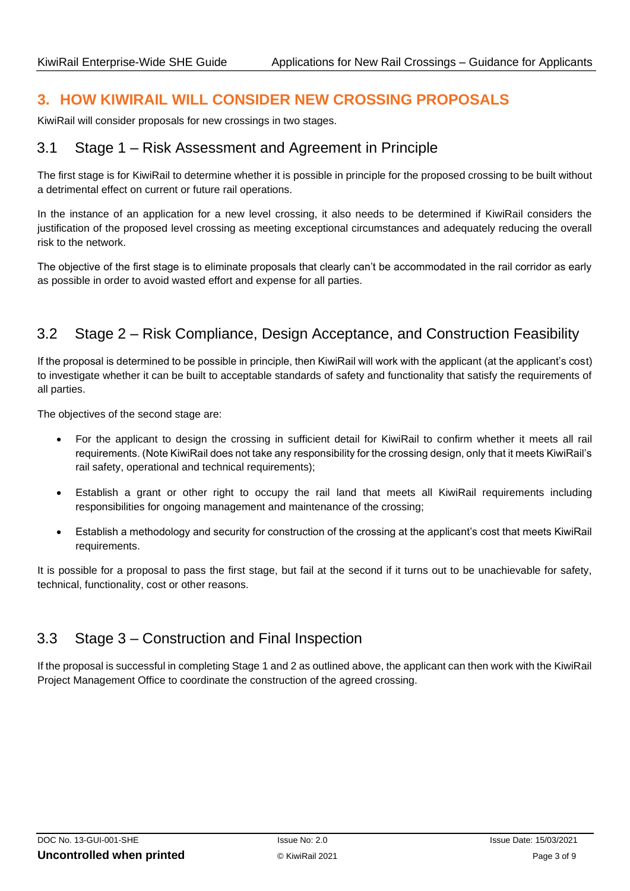## 3. HOW KIWIRAIL WILL CONSIDER NEW CROSSING PROPOSALS

KiwiRail will consider proposals for new crossings in two stages.

### 3.1 Stage 1 – Risk Assessment and Agreement in Principle

The first stage is for KiwiRail to determine whether it is possible in principle for the proposed crossing to be built without a detrimental effect on current or future rail operations.

In the instance of an application for a new level crossing, it also needs to be determined if KiwiRail considers the justification of the proposed level crossing as meeting exceptional circumstances and adequately reducing the overall risk to the network.

The objective of the first stage is to eliminate proposals that clearly can't be accommodated in the rail corridor as early as possible in order to avoid wasted effort and expense for all parties.

### 3.2 Stage 2 – Risk Compliance, Design Acceptance, and Construction Feasibility

If the proposal is determined to be possible in principle, then KiwiRail will work with the applicant (at the applicant's cost) to investigate whether it can be built to acceptable standards of safety and functionality that satisfy the requirements of all parties.

The objectives of the second stage are:

- For the applicant to design the crossing in sufficient detail for KiwiRail to confirm whether it meets all rail requirements. (Note KiwiRail does not take any responsibility for the crossing design, only that it meets KiwiRail's rail safety, operational and technical requirements);
- Establish a grant or other right to occupy the rail land that meets all KiwiRail requirements including responsibilities for ongoing management and maintenance of the crossing;
- Establish a methodology and security for construction of the crossing at the applicant's cost that meets KiwiRail requirements.

It is possible for a proposal to pass the first stage, but fail at the second if it turns out to be unachievable for safety, technical, functionality, cost or other reasons.

### 3.3 Stage 3 – Construction and Final Inspection

If the proposal is successful in completing Stage 1 and 2 as outlined above, the applicant can then work with the KiwiRail Project Management Office to coordinate the construction of the agreed crossing.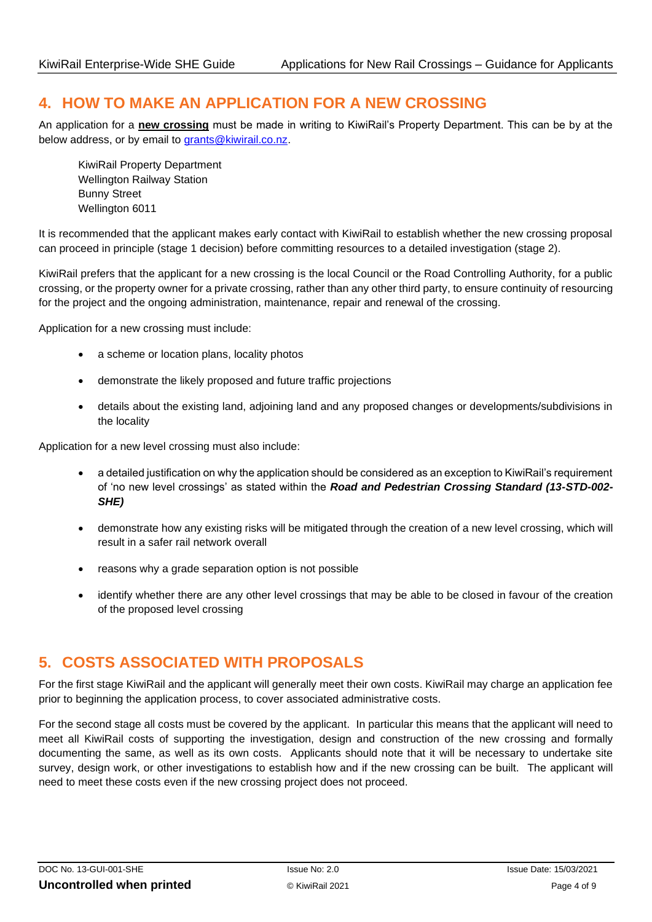## 4. HOW TO MAKE AN APPLICATION FOR A NEW CROSSING

An application for a **new crossing** must be made in writing to KiwiRail's Property Department. This can be by at the below address, or by email to grants@kiwirail.co.nz.

KiwiRail Property Department
Wellington Railway Station
Bunny Street
Wellington 6011

It is recommended that the applicant makes early contact with KiwiRail to establish whether the new crossing proposal can proceed in principle (stage 1 decision) before committing resources to a detailed investigation (stage 2).

KiwiRail prefers that the applicant for a new crossing is the local Council or the Road Controlling Authority, for a public crossing, or the property owner for a private crossing, rather than any other third party, to ensure continuity of resourcing for the project and the ongoing administration, maintenance, repair and renewal of the crossing.

Application for a new crossing must include:

- a scheme or location plans, locality photos
- demonstrate the likely proposed and future traffic projections
- details about the existing land, adjoining land and any proposed changes or developments/subdivisions in the locality

Application for a new level crossing must also include:

- a detailed justification on why the application should be considered as an exception to KiwiRail's requirement of 'no new level crossings' as stated within the ***Road and Pedestrian Crossing Standard (13-STD-002-SHE)***
- demonstrate how any existing risks will be mitigated through the creation of a new level crossing, which will result in a safer rail network overall
- reasons why a grade separation option is not possible
- identify whether there are any other level crossings that may be able to be closed in favour of the creation of the proposed level crossing

## 5. COSTS ASSOCIATED WITH PROPOSALS

For the first stage KiwiRail and the applicant will generally meet their own costs. KiwiRail may charge an application fee prior to beginning the application process, to cover associated administrative costs.

For the second stage all costs must be covered by the applicant. In particular this means that the applicant will need to meet all KiwiRail costs of supporting the investigation, design and construction of the new crossing and formally documenting the same, as well as its own costs. Applicants should note that it will be necessary to undertake site survey, design work, or other investigations to establish how and if the new crossing can be built. The applicant will need to meet these costs even if the new crossing project does not proceed.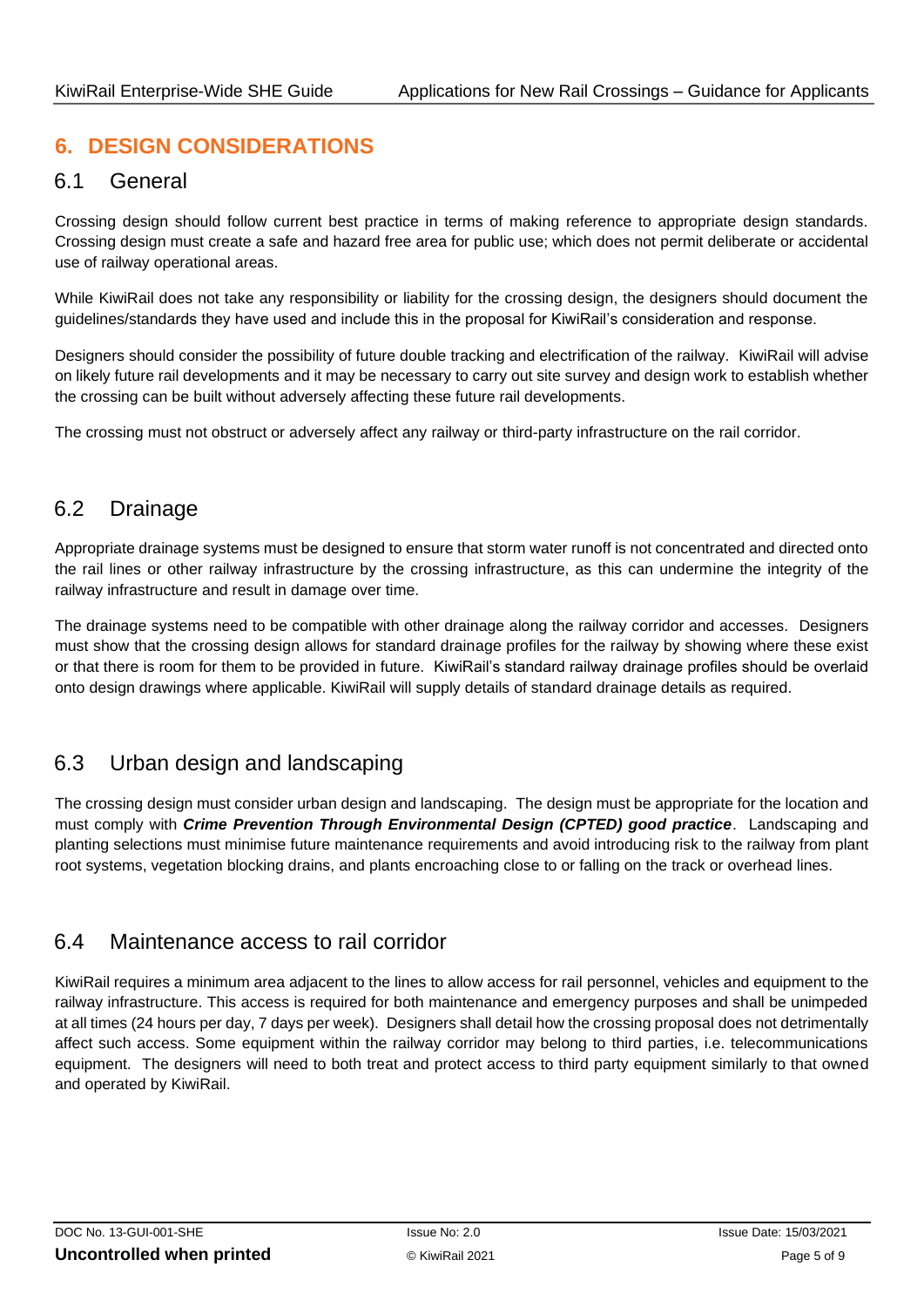# 6. DESIGN CONSIDERATIONS

## 6.1 General

Crossing design should follow current best practice in terms of making reference to appropriate design standards. Crossing design must create a safe and hazard free area for public use; which does not permit deliberate or accidental use of railway operational areas.

While KiwiRail does not take any responsibility or liability for the crossing design, the designers should document the guidelines/standards they have used and include this in the proposal for KiwiRail's consideration and response.

Designers should consider the possibility of future double tracking and electrification of the railway. KiwiRail will advise on likely future rail developments and it may be necessary to carry out site survey and design work to establish whether the crossing can be built without adversely affecting these future rail developments.

The crossing must not obstruct or adversely affect any railway or third-party infrastructure on the rail corridor.

## 6.2 Drainage

Appropriate drainage systems must be designed to ensure that storm water runoff is not concentrated and directed onto the rail lines or other railway infrastructure by the crossing infrastructure, as this can undermine the integrity of the railway infrastructure and result in damage over time.

The drainage systems need to be compatible with other drainage along the railway corridor and accesses. Designers must show that the crossing design allows for standard drainage profiles for the railway by showing where these exist or that there is room for them to be provided in future. KiwiRail's standard railway drainage profiles should be overlaid onto design drawings where applicable. KiwiRail will supply details of standard drainage details as required.

## 6.3 Urban design and landscaping

The crossing design must consider urban design and landscaping. The design must be appropriate for the location and must comply with ***Crime Prevention Through Environmental Design (CPTED) good practice***. Landscaping and planting selections must minimise future maintenance requirements and avoid introducing risk to the railway from plant root systems, vegetation blocking drains, and plants encroaching close to or falling on the track or overhead lines.

## 6.4 Maintenance access to rail corridor

KiwiRail requires a minimum area adjacent to the lines to allow access for rail personnel, vehicles and equipment to the railway infrastructure. This access is required for both maintenance and emergency purposes and shall be unimpeded at all times (24 hours per day, 7 days per week). Designers shall detail how the crossing proposal does not detrimentally affect such access. Some equipment within the railway corridor may belong to third parties, i.e. telecommunications equipment. The designers will need to both treat and protect access to third party equipment similarly to that owned and operated by KiwiRail.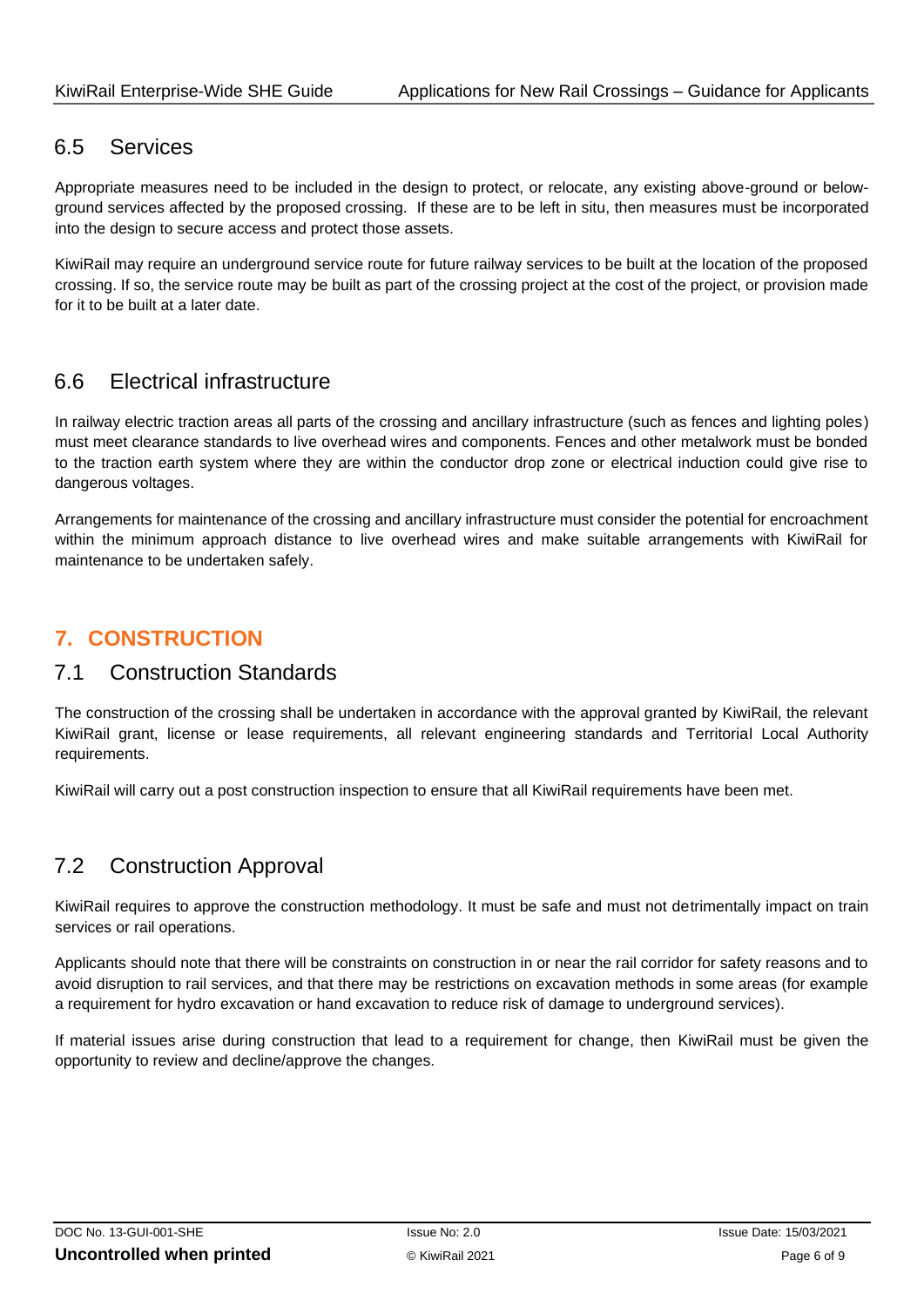## 6.5 Services

Appropriate measures need to be included in the design to protect, or relocate, any existing above-ground or below-ground services affected by the proposed crossing. If these are to be left in situ, then measures must be incorporated into the design to secure access and protect those assets.

KiwiRail may require an underground service route for future railway services to be built at the location of the proposed crossing. If so, the service route may be built as part of the crossing project at the cost of the project, or provision made for it to be built at a later date.

## 6.6 Electrical infrastructure

In railway electric traction areas all parts of the crossing and ancillary infrastructure (such as fences and lighting poles) must meet clearance standards to live overhead wires and components. Fences and other metalwork must be bonded to the traction earth system where they are within the conductor drop zone or electrical induction could give rise to dangerous voltages.

Arrangements for maintenance of the crossing and ancillary infrastructure must consider the potential for encroachment within the minimum approach distance to live overhead wires and make suitable arrangements with KiwiRail for maintenance to be undertaken safely.

# 7. CONSTRUCTION

## 7.1 Construction Standards

The construction of the crossing shall be undertaken in accordance with the approval granted by KiwiRail, the relevant KiwiRail grant, license or lease requirements, all relevant engineering standards and Territorial Local Authority requirements.

KiwiRail will carry out a post construction inspection to ensure that all KiwiRail requirements have been met.

## 7.2 Construction Approval

KiwiRail requires to approve the construction methodology. It must be safe and must not detrimentally impact on train services or rail operations.

Applicants should note that there will be constraints on construction in or near the rail corridor for safety reasons and to avoid disruption to rail services, and that there may be restrictions on excavation methods in some areas (for example a requirement for hydro excavation or hand excavation to reduce risk of damage to underground services).

If material issues arise during construction that lead to a requirement for change, then KiwiRail must be given the opportunity to review and decline/approve the changes.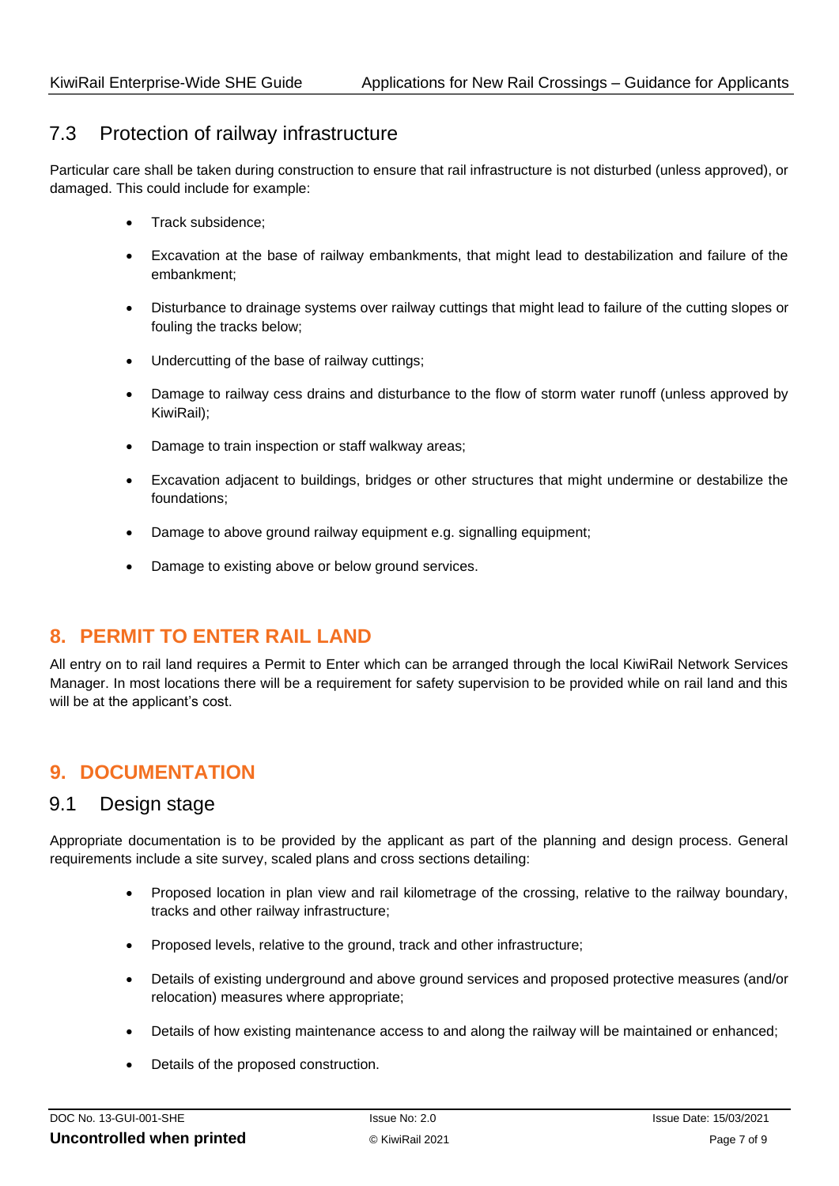### 7.3 Protection of railway infrastructure

Particular care shall be taken during construction to ensure that rail infrastructure is not disturbed (unless approved), or damaged. This could include for example:

- Track subsidence;
- Excavation at the base of railway embankments, that might lead to destabilization and failure of the embankment;
- Disturbance to drainage systems over railway cuttings that might lead to failure of the cutting slopes or fouling the tracks below;
- Undercutting of the base of railway cuttings;
- Damage to railway cess drains and disturbance to the flow of storm water runoff (unless approved by KiwiRail);
- Damage to train inspection or staff walkway areas;
- Excavation adjacent to buildings, bridges or other structures that might undermine or destabilize the foundations;
- Damage to above ground railway equipment e.g. signalling equipment;
- Damage to existing above or below ground services.

## 8. PERMIT TO ENTER RAIL LAND

All entry on to rail land requires a Permit to Enter which can be arranged through the local KiwiRail Network Services Manager. In most locations there will be a requirement for safety supervision to be provided while on rail land and this will be at the applicant's cost.

## 9. DOCUMENTATION

### 9.1 Design stage

Appropriate documentation is to be provided by the applicant as part of the planning and design process. General requirements include a site survey, scaled plans and cross sections detailing:

- Proposed location in plan view and rail kilometrage of the crossing, relative to the railway boundary, tracks and other railway infrastructure;
- Proposed levels, relative to the ground, track and other infrastructure;
- Details of existing underground and above ground services and proposed protective measures (and/or relocation) measures where appropriate;
- Details of how existing maintenance access to and along the railway will be maintained or enhanced;
- Details of the proposed construction.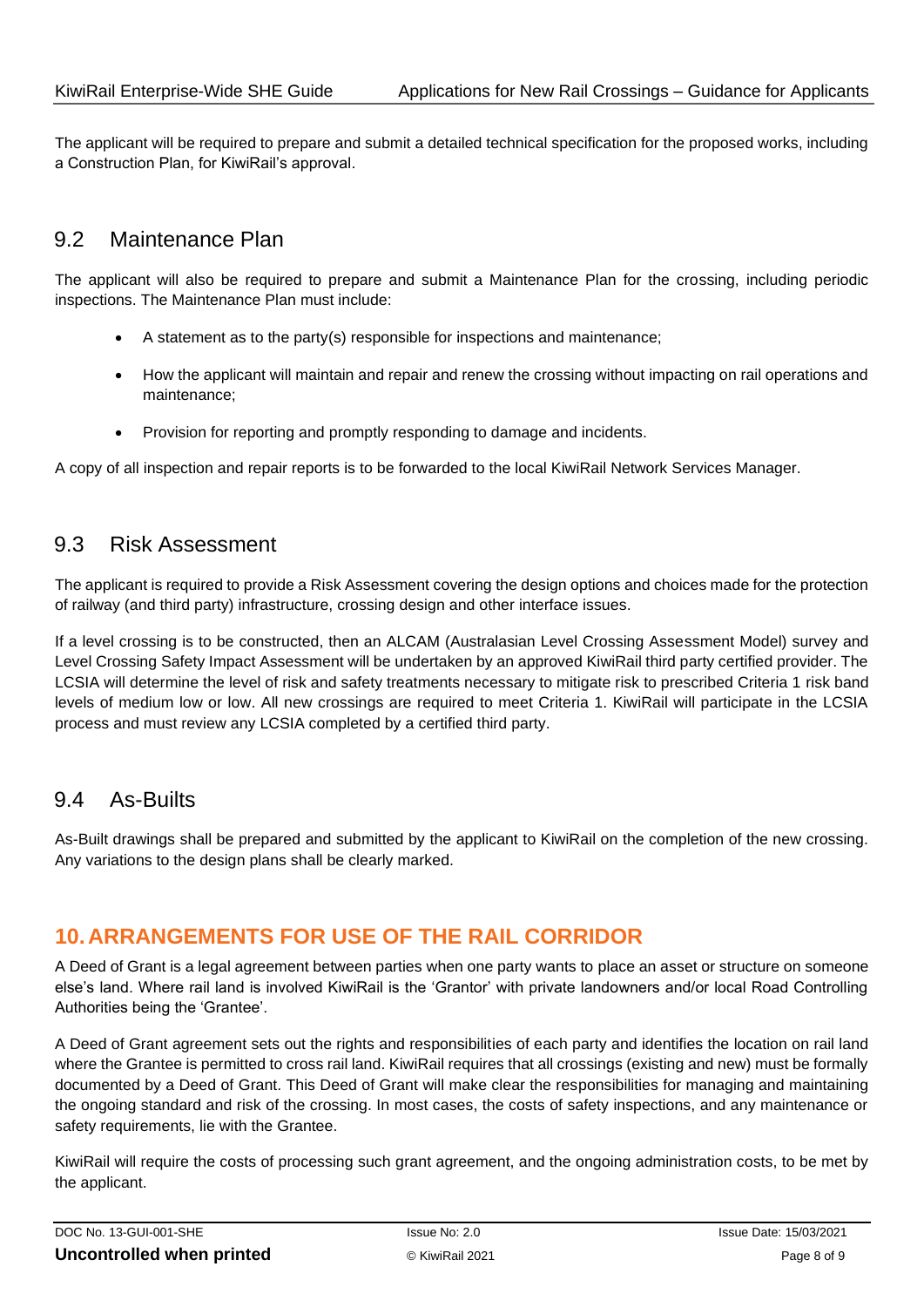The applicant will be required to prepare and submit a detailed technical specification for the proposed works, including a Construction Plan, for KiwiRail's approval.

## 9.2 Maintenance Plan

The applicant will also be required to prepare and submit a Maintenance Plan for the crossing, including periodic inspections. The Maintenance Plan must include:

- A statement as to the party(s) responsible for inspections and maintenance;
- How the applicant will maintain and repair and renew the crossing without impacting on rail operations and maintenance;
- Provision for reporting and promptly responding to damage and incidents.

A copy of all inspection and repair reports is to be forwarded to the local KiwiRail Network Services Manager.

## 9.3 Risk Assessment

The applicant is required to provide a Risk Assessment covering the design options and choices made for the protection of railway (and third party) infrastructure, crossing design and other interface issues.

If a level crossing is to be constructed, then an ALCAM (Australasian Level Crossing Assessment Model) survey and Level Crossing Safety Impact Assessment will be undertaken by an approved KiwiRail third party certified provider. The LCSIA will determine the level of risk and safety treatments necessary to mitigate risk to prescribed Criteria 1 risk band levels of medium low or low. All new crossings are required to meet Criteria 1. KiwiRail will participate in the LCSIA process and must review any LCSIA completed by a certified third party.

## 9.4 As-Builts

As-Built drawings shall be prepared and submitted by the applicant to KiwiRail on the completion of the new crossing. Any variations to the design plans shall be clearly marked.

# 10. ARRANGEMENTS FOR USE OF THE RAIL CORRIDOR

A Deed of Grant is a legal agreement between parties when one party wants to place an asset or structure on someone else's land. Where rail land is involved KiwiRail is the 'Grantor' with private landowners and/or local Road Controlling Authorities being the 'Grantee'.

A Deed of Grant agreement sets out the rights and responsibilities of each party and identifies the location on rail land where the Grantee is permitted to cross rail land. KiwiRail requires that all crossings (existing and new) must be formally documented by a Deed of Grant. This Deed of Grant will make clear the responsibilities for managing and maintaining the ongoing standard and risk of the crossing. In most cases, the costs of safety inspections, and any maintenance or safety requirements, lie with the Grantee.

KiwiRail will require the costs of processing such grant agreement, and the ongoing administration costs, to be met by the applicant.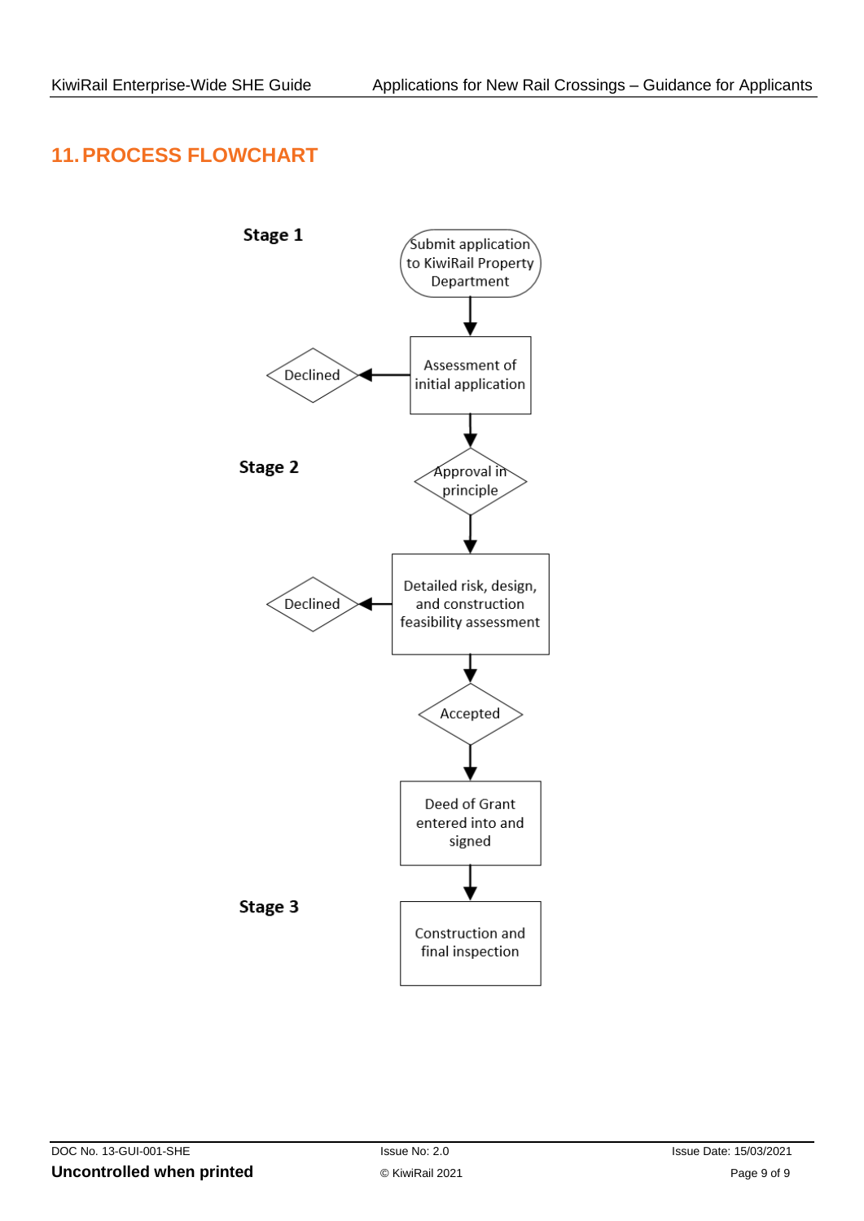## 11. PROCESS FLOWCHART

Stage 1

Submit application to KiwiRail Property Department

Assessment of initial application

Declined

Stage 2

Approval in principle

Detailed risk, design, and construction feasibility assessment

Declined

Accepted

Deed of Grant entered into and signed

Stage 3

Construction and final inspection